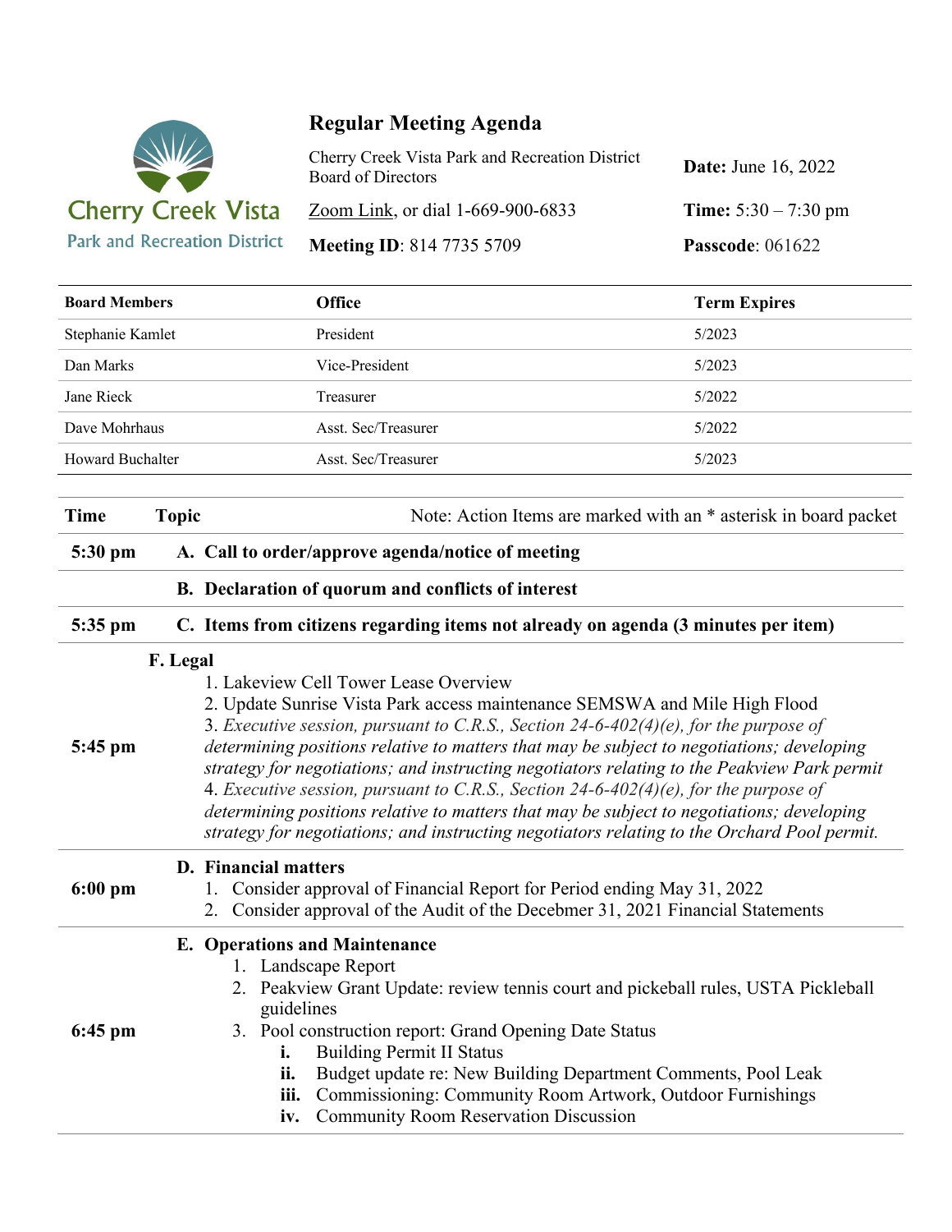Cherry Creek Vista
Park and Recreation District

# Regular Meeting Agenda

Cherry Creek Vista Park and Recreation District Board of Directors

**Date:** June 16, 2022

Zoom Link, or dial 1-669-900-6833

**Time:** 5:30 – 7:30 pm

**Meeting ID**: 814 7735 5709

**Passcode**: 061622

| Board Members | Office | Term Expires |
|---|---|---|
| Stephanie Kamlet | President | 5/2023 |
| Dan Marks | Vice-President | 5/2023 |
| Jane Rieck | Treasurer | 5/2022 |
| Dave Mohrhaus | Asst. Sec/Treasurer | 5/2022 |
| Howard Buchalter | Asst. Sec/Treasurer | 5/2023 |

| Time | Topic — Note: Action Items are marked with an * asterisk in board packet |
|---|---|
| 5:30 pm | **A. Call to order/approve agenda/notice of meeting** |
| | **B. Declaration of quorum and conflicts of interest** |
| 5:35 pm | **C. Items from citizens regarding items not already on agenda (3 minutes per item)** |
| 5:45 pm | **F. Legal**<br>1. Lakeview Cell Tower Lease Overview<br>2. Update Sunrise Vista Park access maintenance SEMSWA and Mile High Flood<br>3. *Executive session, pursuant to C.R.S., Section 24-6-402(4)(e), for the purpose of determining positions relative to matters that may be subject to negotiations; developing strategy for negotiations; and instructing negotiators relating to the Peakview Park permit*<br>4. *Executive session, pursuant to C.R.S., Section 24-6-402(4)(e), for the purpose of determining positions relative to matters that may be subject to negotiations; developing strategy for negotiations; and instructing negotiators relating to the Orchard Pool permit.* |
| 6:00 pm | **D. Financial matters**<br>1. Consider approval of Financial Report for Period ending May 31, 2022<br>2. Consider approval of the Audit of the Decebmer 31, 2021 Financial Statements |
| 6:45 pm | **E. Operations and Maintenance**<br>1. Landscape Report<br>2. Peakview Grant Update: review tennis court and pickeball rules, USTA Pickleball guidelines<br>3. Pool construction report: Grand Opening Date Status<br>**i.** Building Permit II Status<br>**ii.** Budget update re: New Building Department Comments, Pool Leak<br>**iii.** Commissioning: Community Room Artwork, Outdoor Furnishings<br>**iv.** Community Room Reservation Discussion |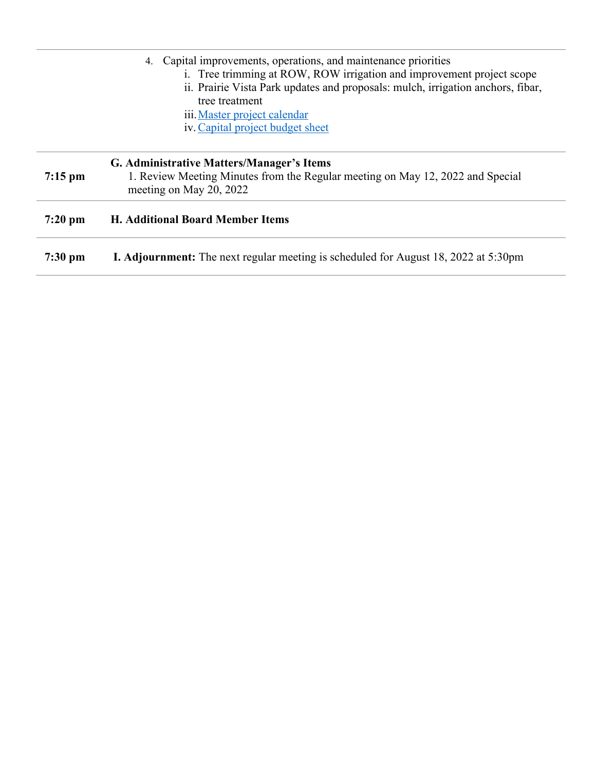4. Capital improvements, operations, and maintenance priorities
    i. Tree trimming at ROW, ROW irrigation and improvement project scope
    ii. Prairie Vista Park updates and proposals: mulch, irrigation anchors, fibar, tree treatment
    iii. Master project calendar
    iv. Capital project budget sheet

| | |
|---|---|
| **7:15 pm** | **G. Administrative Matters/Manager's Items**<br>1. Review Meeting Minutes from the Regular meeting on May 12, 2022 and Special meeting on May 20, 2022 |
| **7:20 pm** | **H. Additional Board Member Items** |
| **7:30 pm** | **I. Adjournment:** The next regular meeting is scheduled for August 18, 2022 at 5:30pm |